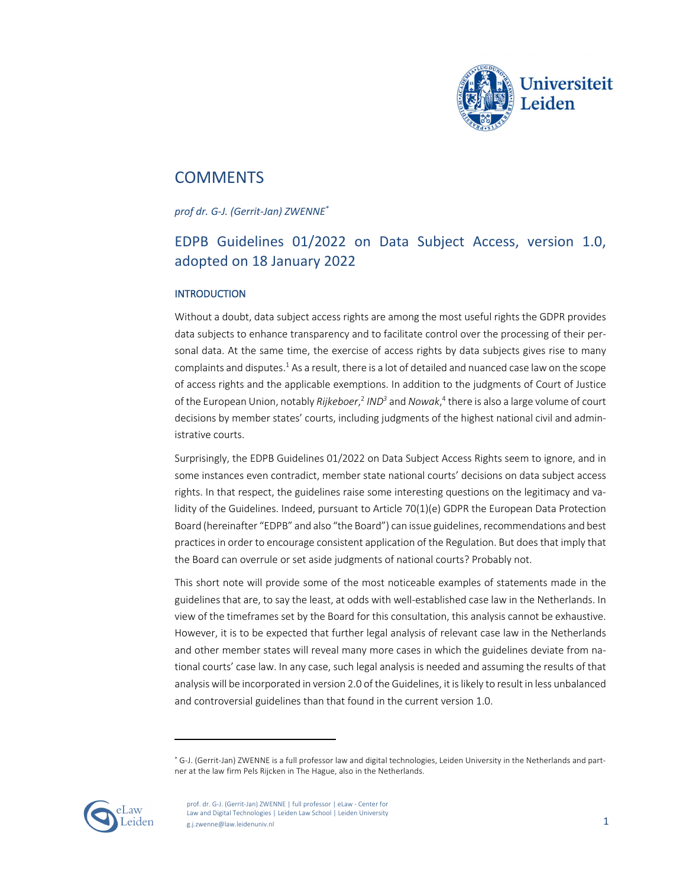# COMMENTS

*prof dr. G-J. (Gerrit-Jan) ZWENNE[*]*

## EDPB Guidelines 01/2022 on Data Subject Access, version 1.0, adopted on 18 January 2022

### INTRODUCTION

Without a doubt, data subject access rights are among the most useful rights the GDPR provides data subjects to enhance transparency and to facilitate control over the processing of their personal data. At the same time, the exercise of access rights by data subjects gives rise to many complaints and disputes.[1] As a result, there is a lot of detailed and nuanced case law on the scope of access rights and the applicable exemptions. In addition to the judgments of Court of Justice of the European Union, notably *Rijkeboer*,[2] *IND*[3] and *Nowak*,[4] there is also a large volume of court decisions by member states' courts, including judgments of the highest national civil and administrative courts.

Surprisingly, the EDPB Guidelines 01/2022 on Data Subject Access Rights seem to ignore, and in some instances even contradict, member state national courts' decisions on data subject access rights. In that respect, the guidelines raise some interesting questions on the legitimacy and validity of the Guidelines. Indeed, pursuant to Article 70(1)(e) GDPR the European Data Protection Board (hereinafter "EDPB" and also "the Board") can issue guidelines, recommendations and best practices in order to encourage consistent application of the Regulation. But does that imply that the Board can overrule or set aside judgments of national courts? Probably not.

This short note will provide some of the most noticeable examples of statements made in the guidelines that are, to say the least, at odds with well-established case law in the Netherlands. In view of the timeframes set by the Board for this consultation, this analysis cannot be exhaustive. However, it is to be expected that further legal analysis of relevant case law in the Netherlands and other member states will reveal many more cases in which the guidelines deviate from national courts' case law. In any case, such legal analysis is needed and assuming the results of that analysis will be incorporated in version 2.0 of the Guidelines, it is likely to result in less unbalanced and controversial guidelines than that found in the current version 1.0.

---

[*] G-J. (Gerrit-Jan) ZWENNE is a full professor law and digital technologies, Leiden University in the Netherlands and partner at the law firm Pels Rijcken in The Hague, also in the Netherlands.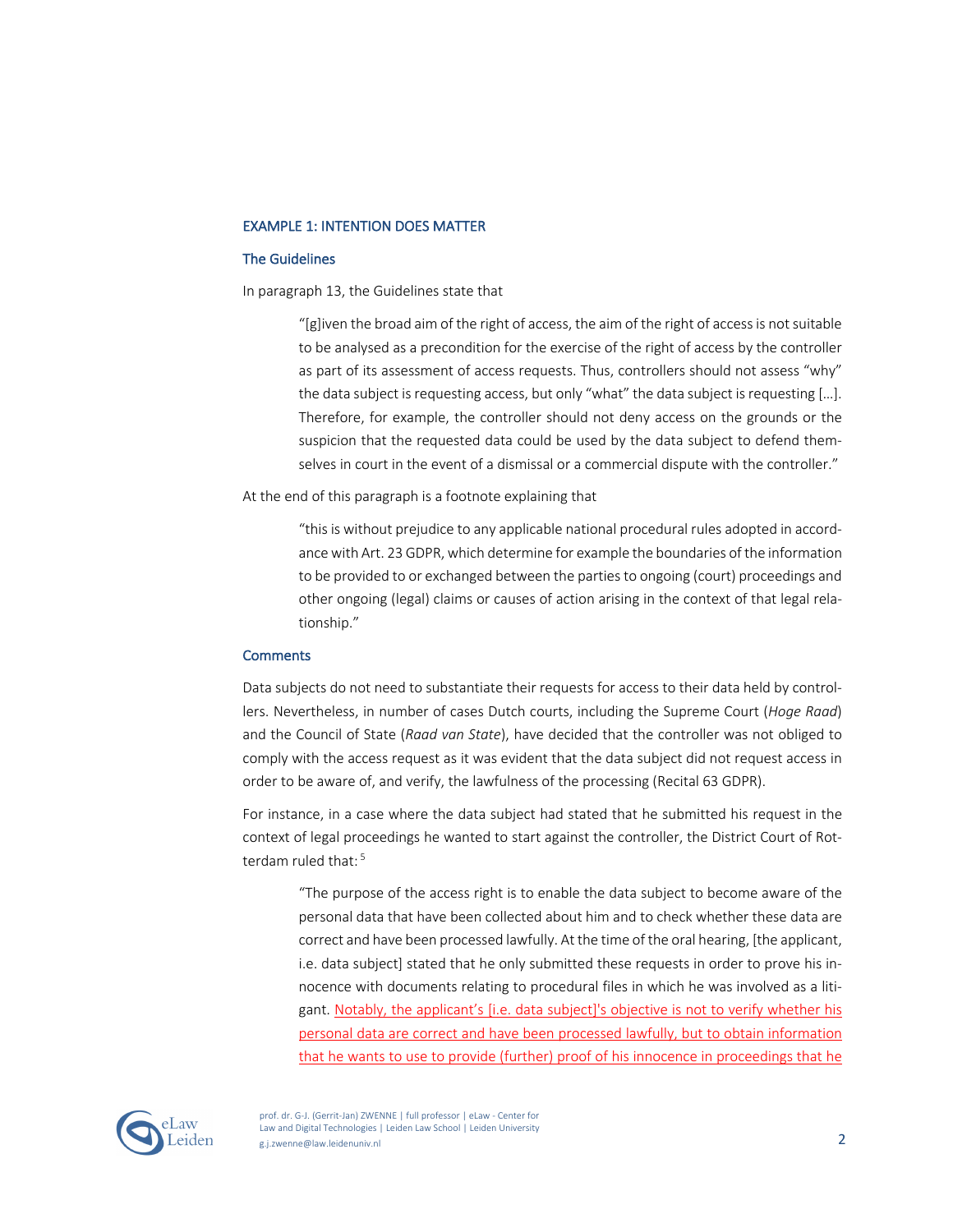### EXAMPLE 1: INTENTION DOES MATTER

#### The Guidelines

In paragraph 13, the Guidelines state that

> "[g]iven the broad aim of the right of access, the aim of the right of access is not suitable to be analysed as a precondition for the exercise of the right of access by the controller as part of its assessment of access requests. Thus, controllers should not assess "why" the data subject is requesting access, but only "what" the data subject is requesting [...]. Therefore, for example, the controller should not deny access on the grounds or the suspicion that the requested data could be used by the data subject to defend themselves in court in the event of a dismissal or a commercial dispute with the controller."

At the end of this paragraph is a footnote explaining that

> "this is without prejudice to any applicable national procedural rules adopted in accordance with Art. 23 GDPR, which determine for example the boundaries of the information to be provided to or exchanged between the parties to ongoing (court) proceedings and other ongoing (legal) claims or causes of action arising in the context of that legal relationship."

#### Comments

Data subjects do not need to substantiate their requests for access to their data held by controllers. Nevertheless, in number of cases Dutch courts, including the Supreme Court (*Hoge Raad*) and the Council of State (*Raad van State*), have decided that the controller was not obliged to comply with the access request as it was evident that the data subject did not request access in order to be aware of, and verify, the lawfulness of the processing (Recital 63 GDPR).

For instance, in a case where the data subject had stated that he submitted his request in the context of legal proceedings he wanted to start against the controller, the District Court of Rotterdam ruled that:[5]

> "The purpose of the access right is to enable the data subject to become aware of the personal data that have been collected about him and to check whether these data are correct and have been processed lawfully. At the time of the oral hearing, [the applicant, i.e. data subject] stated that he only submitted these requests in order to prove his innocence with documents relating to procedural files in which he was involved as a litigant. <u>Notably, the applicant's [i.e. data subject]'s objective is not to verify whether his personal data are correct and have been processed lawfully, but to obtain information that he wants to use to provide (further) proof of his innocence in proceedings that he</u>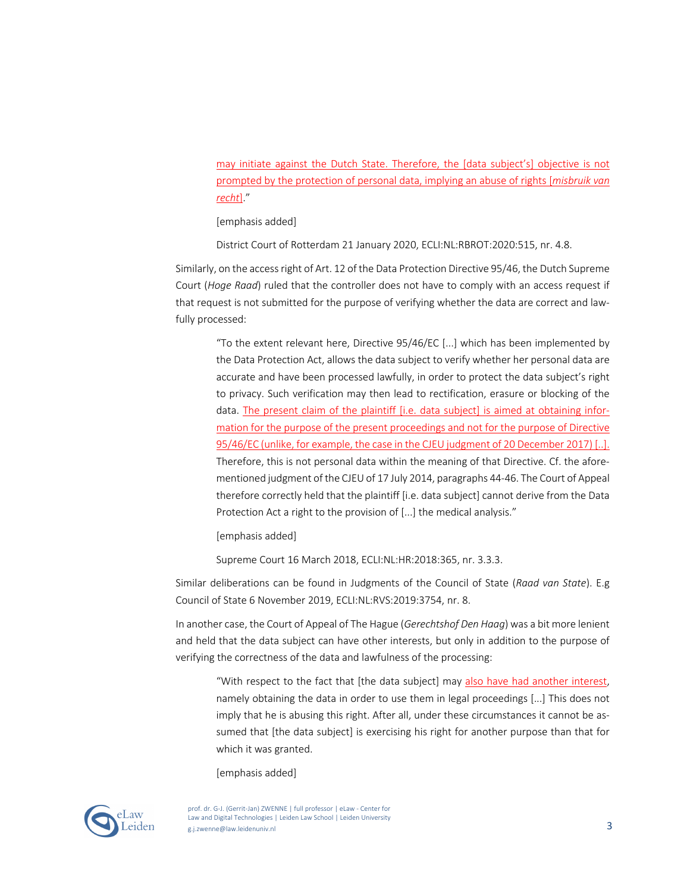> may initiate against the Dutch State. Therefore, the [data subject's] objective is not prompted by the protection of personal data, implying an abuse of rights [*misbruik van recht*]."
>
> [emphasis added]
>
> District Court of Rotterdam 21 January 2020, ECLI:NL:RBROT:2020:515, nr. 4.8.

Similarly, on the access right of Art. 12 of the Data Protection Directive 95/46, the Dutch Supreme Court (*Hoge Raad*) ruled that the controller does not have to comply with an access request if that request is not submitted for the purpose of verifying whether the data are correct and lawfully processed:

> "To the extent relevant here, Directive 95/46/EC [...] which has been implemented by the Data Protection Act, allows the data subject to verify whether her personal data are accurate and have been processed lawfully, in order to protect the data subject's right to privacy. Such verification may then lead to rectification, erasure or blocking of the data. The present claim of the plaintiff [i.e. data subject] is aimed at obtaining information for the purpose of the present proceedings and not for the purpose of Directive 95/46/EC (unlike, for example, the case in the CJEU judgment of 20 December 2017) [..]. Therefore, this is not personal data within the meaning of that Directive. Cf. the aforementioned judgment of the CJEU of 17 July 2014, paragraphs 44-46. The Court of Appeal therefore correctly held that the plaintiff [i.e. data subject] cannot derive from the Data Protection Act a right to the provision of [...] the medical analysis."
>
> [emphasis added]
>
> Supreme Court 16 March 2018, ECLI:NL:HR:2018:365, nr. 3.3.3.

Similar deliberations can be found in Judgments of the Council of State (*Raad van State*). E.g Council of State 6 November 2019, ECLI:NL:RVS:2019:3754, nr. 8.

In another case, the Court of Appeal of The Hague (*Gerechtshof Den Haag*) was a bit more lenient and held that the data subject can have other interests, but only in addition to the purpose of verifying the correctness of the data and lawfulness of the processing:

> "With respect to the fact that [the data subject] may also have had another interest, namely obtaining the data in order to use them in legal proceedings [...] This does not imply that he is abusing this right. After all, under these circumstances it cannot be assumed that [the data subject] is exercising his right for another purpose than that for which it was granted.
>
> [emphasis added]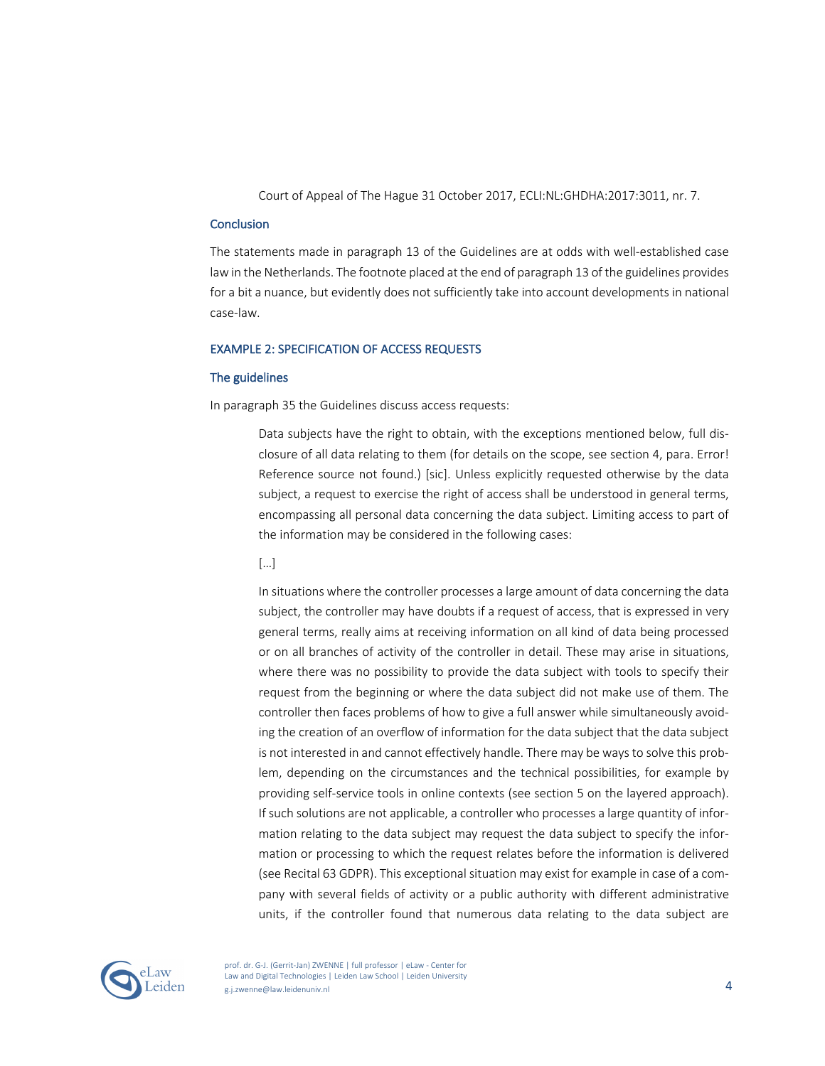Court of Appeal of The Hague 31 October 2017, ECLI:NL:GHDHA:2017:3011, nr. 7.

### Conclusion

The statements made in paragraph 13 of the Guidelines are at odds with well-established case law in the Netherlands. The footnote placed at the end of paragraph 13 of the guidelines provides for a bit a nuance, but evidently does not sufficiently take into account developments in national case-law.

## EXAMPLE 2: SPECIFICATION OF ACCESS REQUESTS

### The guidelines

In paragraph 35 the Guidelines discuss access requests:

> Data subjects have the right to obtain, with the exceptions mentioned below, full disclosure of all data relating to them (for details on the scope, see section 4, para. Error! Reference source not found.) [sic]. Unless explicitly requested otherwise by the data subject, a request to exercise the right of access shall be understood in general terms, encompassing all personal data concerning the data subject. Limiting access to part of the information may be considered in the following cases:
>
> [...]
>
> In situations where the controller processes a large amount of data concerning the data subject, the controller may have doubts if a request of access, that is expressed in very general terms, really aims at receiving information on all kind of data being processed or on all branches of activity of the controller in detail. These may arise in situations, where there was no possibility to provide the data subject with tools to specify their request from the beginning or where the data subject did not make use of them. The controller then faces problems of how to give a full answer while simultaneously avoiding the creation of an overflow of information for the data subject that the data subject is not interested in and cannot effectively handle. There may be ways to solve this problem, depending on the circumstances and the technical possibilities, for example by providing self-service tools in online contexts (see section 5 on the layered approach). If such solutions are not applicable, a controller who processes a large quantity of information relating to the data subject may request the data subject to specify the information or processing to which the request relates before the information is delivered (see Recital 63 GDPR). This exceptional situation may exist for example in case of a company with several fields of activity or a public authority with different administrative units, if the controller found that numerous data relating to the data subject are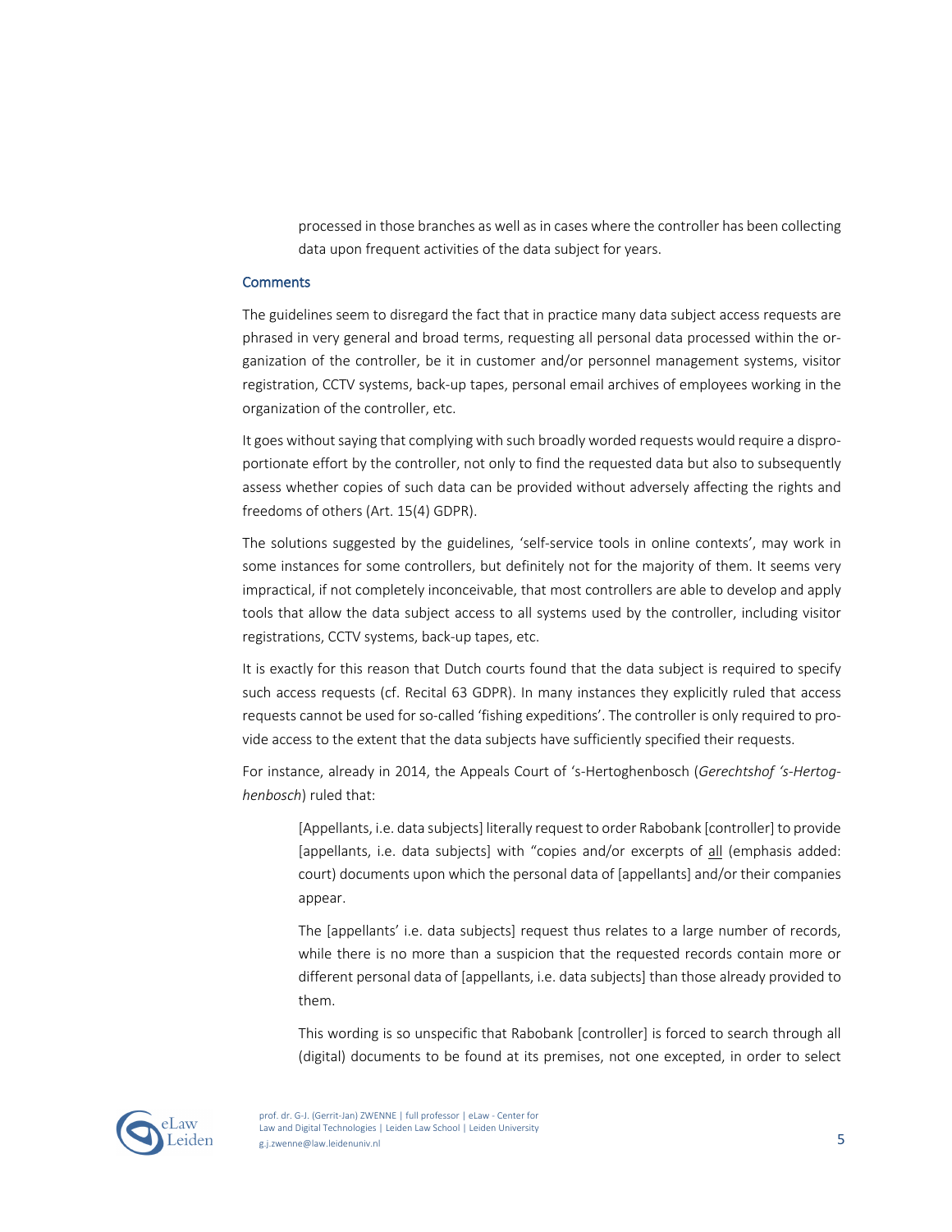> processed in those branches as well as in cases where the controller has been collecting data upon frequent activities of the data subject for years.

### Comments

The guidelines seem to disregard the fact that in practice many data subject access requests are phrased in very general and broad terms, requesting all personal data processed within the organization of the controller, be it in customer and/or personnel management systems, visitor registration, CCTV systems, back-up tapes, personal email archives of employees working in the organization of the controller, etc.

It goes without saying that complying with such broadly worded requests would require a disproportionate effort by the controller, not only to find the requested data but also to subsequently assess whether copies of such data can be provided without adversely affecting the rights and freedoms of others (Art. 15(4) GDPR).

The solutions suggested by the guidelines, 'self-service tools in online contexts', may work in some instances for some controllers, but definitely not for the majority of them. It seems very impractical, if not completely inconceivable, that most controllers are able to develop and apply tools that allow the data subject access to all systems used by the controller, including visitor registrations, CCTV systems, back-up tapes, etc.

It is exactly for this reason that Dutch courts found that the data subject is required to specify such access requests (cf. Recital 63 GDPR). In many instances they explicitly ruled that access requests cannot be used for so-called 'fishing expeditions'. The controller is only required to provide access to the extent that the data subjects have sufficiently specified their requests.

For instance, already in 2014, the Appeals Court of 's-Hertoghenbosch (*Gerechtshof 's-Hertogenbosch*) ruled that:

> [Appellants, i.e. data subjects] literally request to order Rabobank [controller] to provide [appellants, i.e. data subjects] with "copies and/or excerpts of <u>all</u> (emphasis added: court) documents upon which the personal data of [appellants] and/or their companies appear.
>
> The [appellants' i.e. data subjects] request thus relates to a large number of records, while there is no more than a suspicion that the requested records contain more or different personal data of [appellants, i.e. data subjects] than those already provided to them.
>
> This wording is so unspecific that Rabobank [controller] is forced to search through all (digital) documents to be found at its premises, not one excepted, in order to select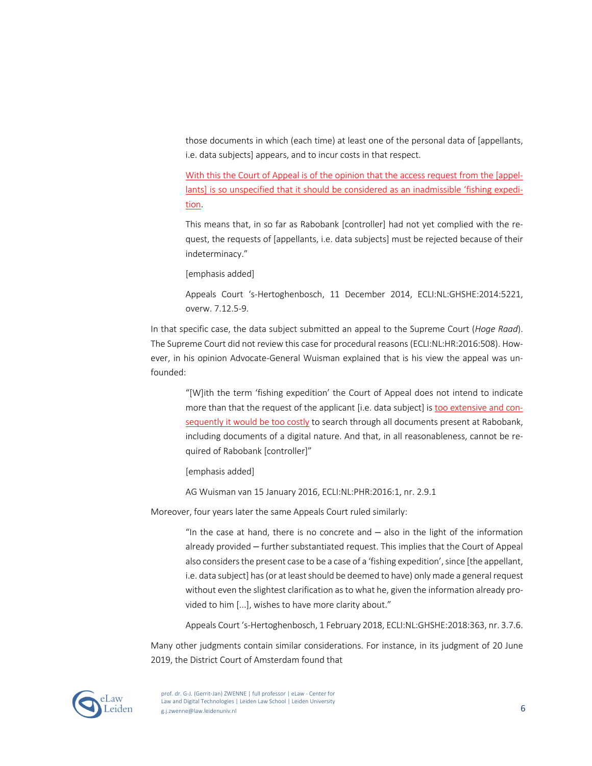> those documents in which (each time) at least one of the personal data of [appellants, i.e. data subjects] appears, and to incur costs in that respect.
>
> With this the Court of Appeal is of the opinion that the access request from the [appellants] is so unspecified that it should be considered as an inadmissible 'fishing expedition'.
>
> This means that, in so far as Rabobank [controller] had not yet complied with the request, the requests of [appellants, i.e. data subjects] must be rejected because of their indeterminacy."
>
> [emphasis added]
>
> Appeals Court 's-Hertoghenbosch, 11 December 2014, ECLI:NL:GHSHE:2014:5221, overw. 7.12.5-9.

In that specific case, the data subject submitted an appeal to the Supreme Court (*Hoge Raad*). The Supreme Court did not review this case for procedural reasons (ECLI:NL:HR:2016:508). However, in his opinion Advocate-General Wuisman explained that is his view the appeal was unfounded:

> "[W]ith the term 'fishing expedition' the Court of Appeal does not intend to indicate more than that the request of the applicant [i.e. data subject] is too extensive and consequently it would be too costly to search through all documents present at Rabobank, including documents of a digital nature. And that, in all reasonableness, cannot be required of Rabobank [controller]"
>
> [emphasis added]
>
> AG Wuisman van 15 January 2016, ECLI:NL:PHR:2016:1, nr. 2.9.1

Moreover, four years later the same Appeals Court ruled similarly:

> "In the case at hand, there is no concrete and – also in the light of the information already provided – further substantiated request. This implies that the Court of Appeal also considers the present case to be a case of a 'fishing expedition', since [the appellant, i.e. data subject] has (or at least should be deemed to have) only made a general request without even the slightest clarification as to what he, given the information already provided to him [...], wishes to have more clarity about."
>
> Appeals Court 's-Hertoghenbosch, 1 February 2018, ECLI:NL:GHSHE:2018:363, nr. 3.7.6.

Many other judgments contain similar considerations. For instance, in its judgment of 20 June 2019, the District Court of Amsterdam found that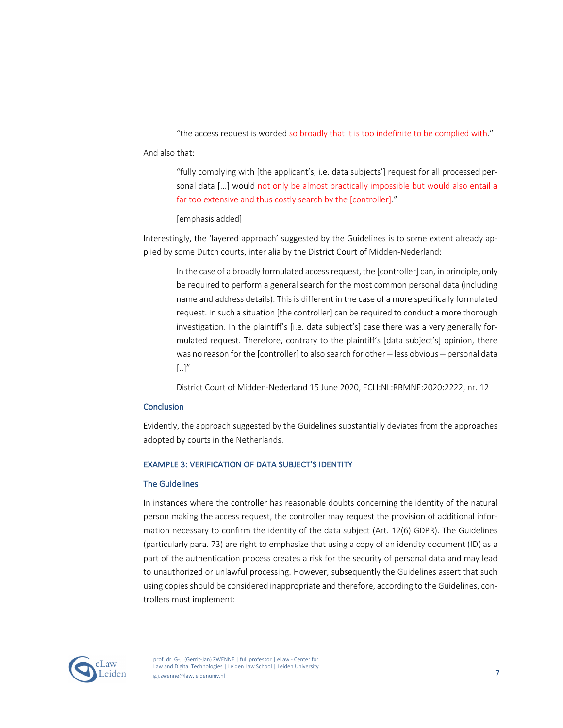> "the access request is worded so broadly that it is too indefinite to be complied with."

And also that:

> "fully complying with [the applicant's, i.e. data subjects'] request for all processed personal data [...] would not only be almost practically impossible but would also entail a far too extensive and thus costly search by the [controller]."
>
> [emphasis added]

Interestingly, the 'layered approach' suggested by the Guidelines is to some extent already applied by some Dutch courts, inter alia by the District Court of Midden-Nederland:

> In the case of a broadly formulated access request, the [controller] can, in principle, only be required to perform a general search for the most common personal data (including name and address details). This is different in the case of a more specifically formulated request. In such a situation [the controller] can be required to conduct a more thorough investigation. In the plaintiff's [i.e. data subject's] case there was a very generally formulated request. Therefore, contrary to the plaintiff's [data subject's] opinion, there was no reason for the [controller] to also search for other – less obvious – personal data [..]"
>
> District Court of Midden-Nederland 15 June 2020, ECLI:NL:RBMNE:2020:2222, nr. 12

### Conclusion

Evidently, the approach suggested by the Guidelines substantially deviates from the approaches adopted by courts in the Netherlands.

## EXAMPLE 3: VERIFICATION OF DATA SUBJECT'S IDENTITY

### The Guidelines

In instances where the controller has reasonable doubts concerning the identity of the natural person making the access request, the controller may request the provision of additional information necessary to confirm the identity of the data subject (Art. 12(6) GDPR). The Guidelines (particularly para. 73) are right to emphasize that using a copy of an identity document (ID) as a part of the authentication process creates a risk for the security of personal data and may lead to unauthorized or unlawful processing. However, subsequently the Guidelines assert that such using copies should be considered inappropriate and therefore, according to the Guidelines, controllers must implement: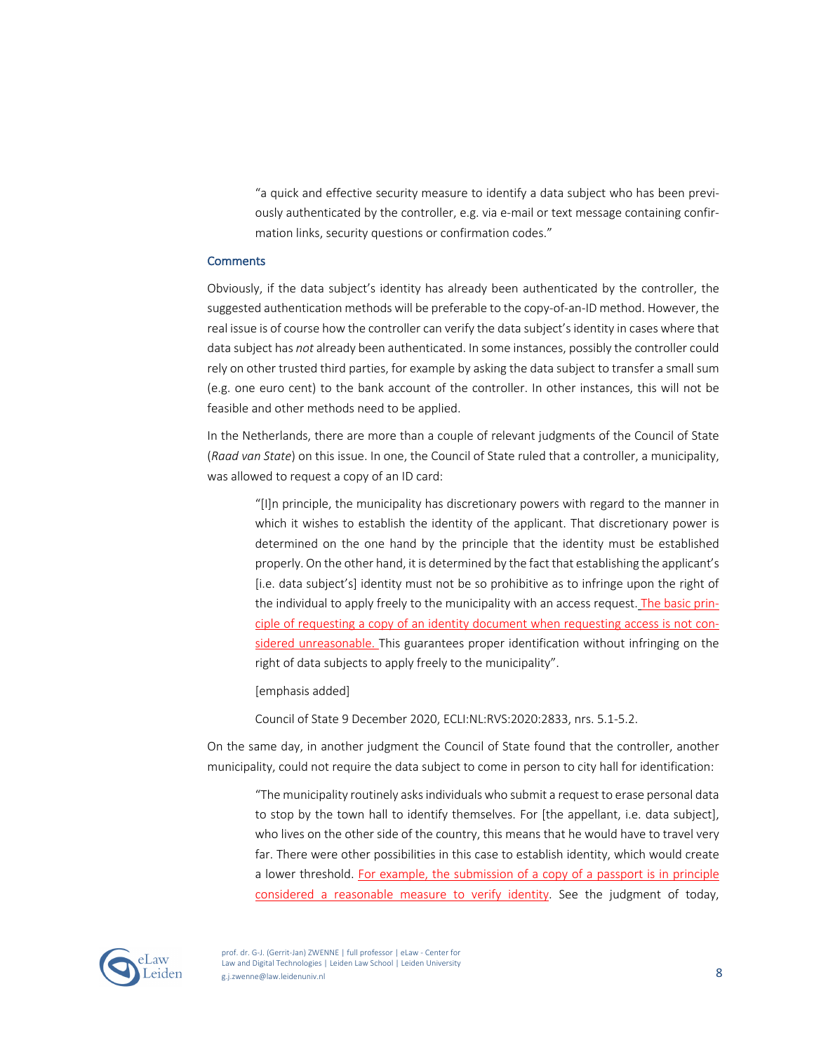> "a quick and effective security measure to identify a data subject who has been previously authenticated by the controller, e.g. via e-mail or text message containing confirmation links, security questions or confirmation codes."

### Comments

Obviously, if the data subject's identity has already been authenticated by the controller, the suggested authentication methods will be preferable to the copy-of-an-ID method. However, the real issue is of course how the controller can verify the data subject's identity in cases where that data subject has *not* already been authenticated. In some instances, possibly the controller could rely on other trusted third parties, for example by asking the data subject to transfer a small sum (e.g. one euro cent) to the bank account of the controller. In other instances, this will not be feasible and other methods need to be applied.

In the Netherlands, there are more than a couple of relevant judgments of the Council of State (*Raad van State*) on this issue. In one, the Council of State ruled that a controller, a municipality, was allowed to request a copy of an ID card:

> "[I]n principle, the municipality has discretionary powers with regard to the manner in which it wishes to establish the identity of the applicant. That discretionary power is determined on the one hand by the principle that the identity must be established properly. On the other hand, it is determined by the fact that establishing the applicant's [i.e. data subject's] identity must not be so prohibitive as to infringe upon the right of the individual to apply freely to the municipality with an access request. <u>The basic principle of requesting a copy of an identity document when requesting access is not considered unreasonable.</u> This guarantees proper identification without infringing on the right of data subjects to apply freely to the municipality".
>
> [emphasis added]
>
> Council of State 9 December 2020, ECLI:NL:RVS:2020:2833, nrs. 5.1-5.2.

On the same day, in another judgment the Council of State found that the controller, another municipality, could not require the data subject to come in person to city hall for identification:

> "The municipality routinely asks individuals who submit a request to erase personal data to stop by the town hall to identify themselves. For [the appellant, i.e. data subject], who lives on the other side of the country, this means that he would have to travel very far. There were other possibilities in this case to establish identity, which would create a lower threshold. <u>For example, the submission of a copy of a passport is in principle considered a reasonable measure to verify identity</u>. See the judgment of today,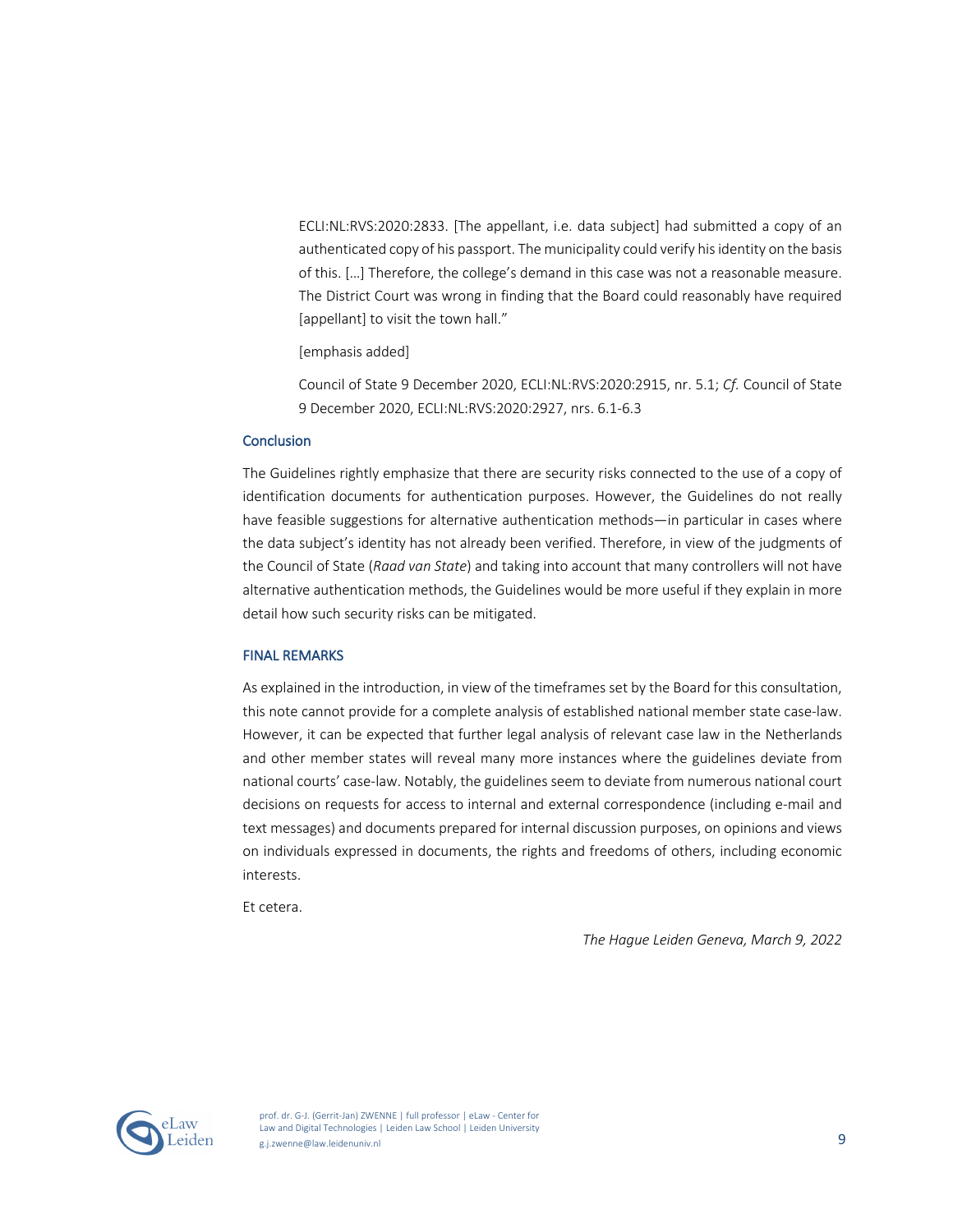> ECLI:NL:RVS:2020:2833. [The appellant, i.e. data subject] had submitted a copy of an authenticated copy of his passport. The municipality could verify his identity on the basis of this. […] Therefore, the college's demand in this case was not a reasonable measure. The District Court was wrong in finding that the Board could reasonably have required [appellant] to visit the town hall."
>
> [emphasis added]
>
> Council of State 9 December 2020, ECLI:NL:RVS:2020:2915, nr. 5.1; *Cf.* Council of State 9 December 2020, ECLI:NL:RVS:2020:2927, nrs. 6.1-6.3

### Conclusion

The Guidelines rightly emphasize that there are security risks connected to the use of a copy of identification documents for authentication purposes. However, the Guidelines do not really have feasible suggestions for alternative authentication methods—in particular in cases where the data subject's identity has not already been verified. Therefore, in view of the judgments of the Council of State (*Raad van State*) and taking into account that many controllers will not have alternative authentication methods, the Guidelines would be more useful if they explain in more detail how such security risks can be mitigated.

## FINAL REMARKS

As explained in the introduction, in view of the timeframes set by the Board for this consultation, this note cannot provide for a complete analysis of established national member state case-law. However, it can be expected that further legal analysis of relevant case law in the Netherlands and other member states will reveal many more instances where the guidelines deviate from national courts' case-law. Notably, the guidelines seem to deviate from numerous national court decisions on requests for access to internal and external correspondence (including e-mail and text messages) and documents prepared for internal discussion purposes, on opinions and views on individuals expressed in documents, the rights and freedoms of others, including economic interests.

Et cetera.

*The Hague Leiden Geneva, March 9, 2022*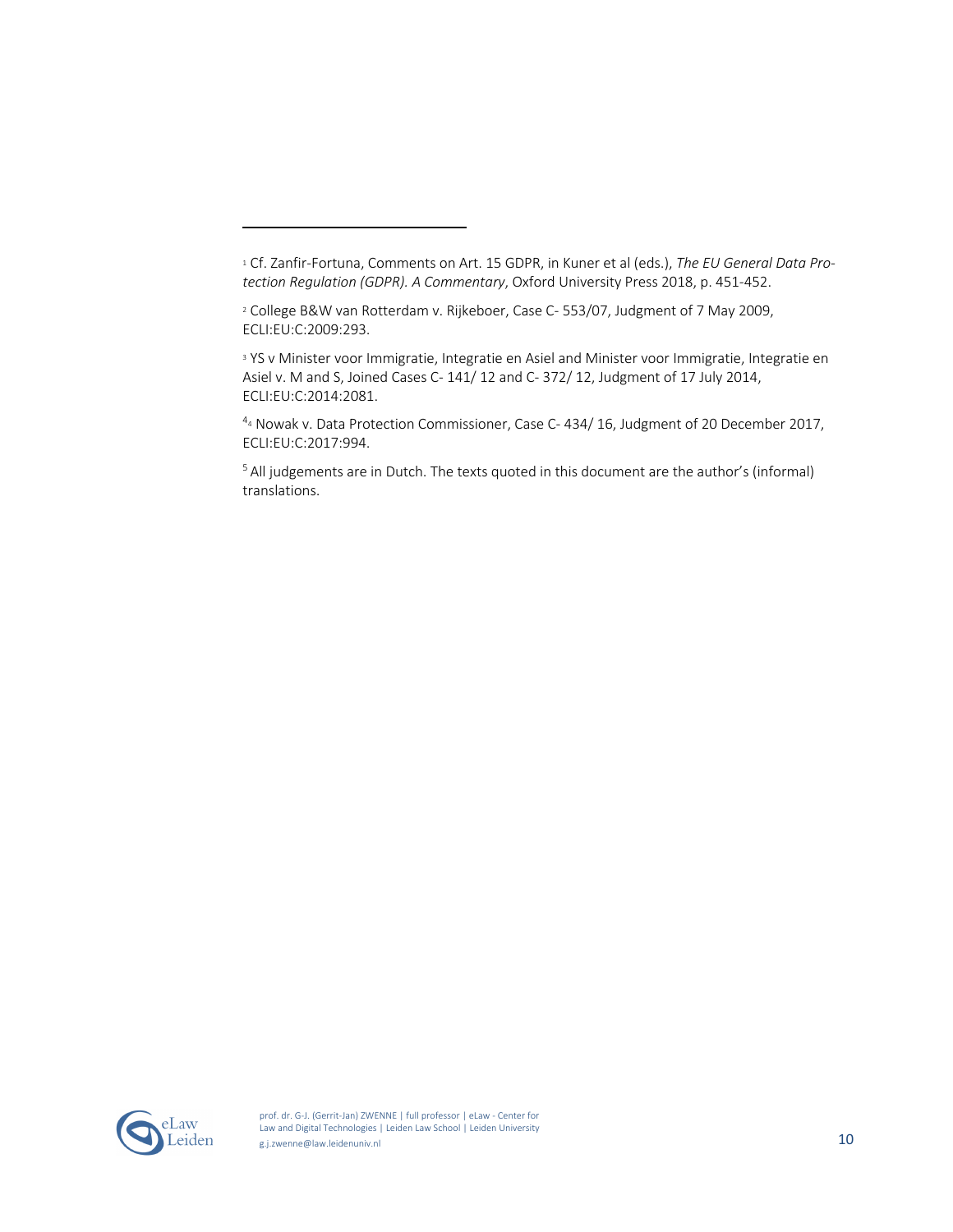---

[1] Cf. Zanfir-Fortuna, Comments on Art. 15 GDPR, in Kuner et al (eds.), *The EU General Data Protection Regulation (GDPR). A Commentary*, Oxford University Press 2018, p. 451-452.

[2] College B&W van Rotterdam v. Rijkeboer, Case C- 553/07, Judgment of 7 May 2009, ECLI:EU:C:2009:293.

[3] YS v Minister voor Immigratie, Integratie en Asiel and Minister voor Immigratie, Integratie en Asiel v. M and S, Joined Cases C- 141/ 12 and C- 372/ 12, Judgment of 17 July 2014, ECLI:EU:C:2014:2081.

[4][4] Nowak v. Data Protection Commissioner, Case C- 434/ 16, Judgment of 20 December 2017, ECLI:EU:C:2017:994.

[5] All judgements are in Dutch. The texts quoted in this document are the author's (informal) translations.